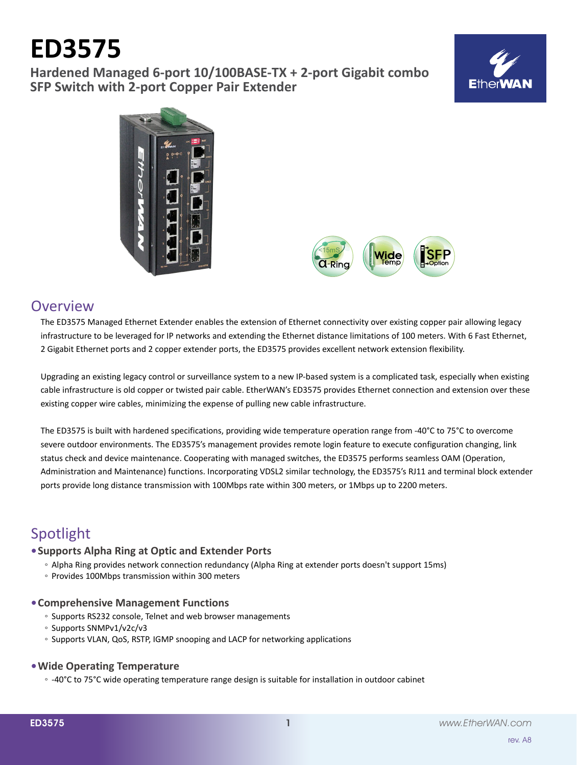# ED3575

**Hardened Managed 6-port 10/100BASE-TX + 2-port Gigabit combo SFP Switch with 2-port Copper Pair Extender**

## Overview

The ED3575 Managed Ethernet Extender enables the extension of Ethernet connectivity over existing copper pair allowing legacy infrastructure to be leveraged for IP networks and extending the Ethernet distance limitations of 100 meters. With 6 Fast Ethernet, 2 Gigabit Ethernet ports and 2 copper extender ports, the ED3575 provides excellent network extension flexibility.

Upgrading an existing legacy control or surveillance system to a new IP-based system is a complicated task, especially when existing cable infrastructure is old copper or twisted pair cable. EtherWAN's ED3575 provides Ethernet connection and extension over these existing copper wire cables, minimizing the expense of pulling new cable infrastructure.

The ED3575 is built with hardened specifications, providing wide temperature operation range from -40°C to 75°C to overcome severe outdoor environments. The ED3575's management provides remote login feature to execute configuration changing, link status check and device maintenance. Cooperating with managed switches, the ED3575 performs seamless OAM (Operation, Administration and Maintenance) functions. Incorporating VDSL2 similar technology, the ED3575's RJ11 and terminal block extender ports provide long distance transmission with 100Mbps rate within 300 meters, or 1Mbps up to 2200 meters.

## Spotlight

- **Supports Alpha Ring at Optic and Extender Ports**
  - Alpha Ring provides network connection redundancy (Alpha Ring at extender ports doesn't support 15ms)
  - Provides 100Mbps transmission within 300 meters

- **Comprehensive Management Functions**
  - Supports RS232 console, Telnet and web browser managements
  - Supports SNMPv1/v2c/v3
  - Supports VLAN, QoS, RSTP, IGMP snooping and LACP for networking applications

- **Wide Operating Temperature**
  - -40°C to 75°C wide operating temperature range design is suitable for installation in outdoor cabinet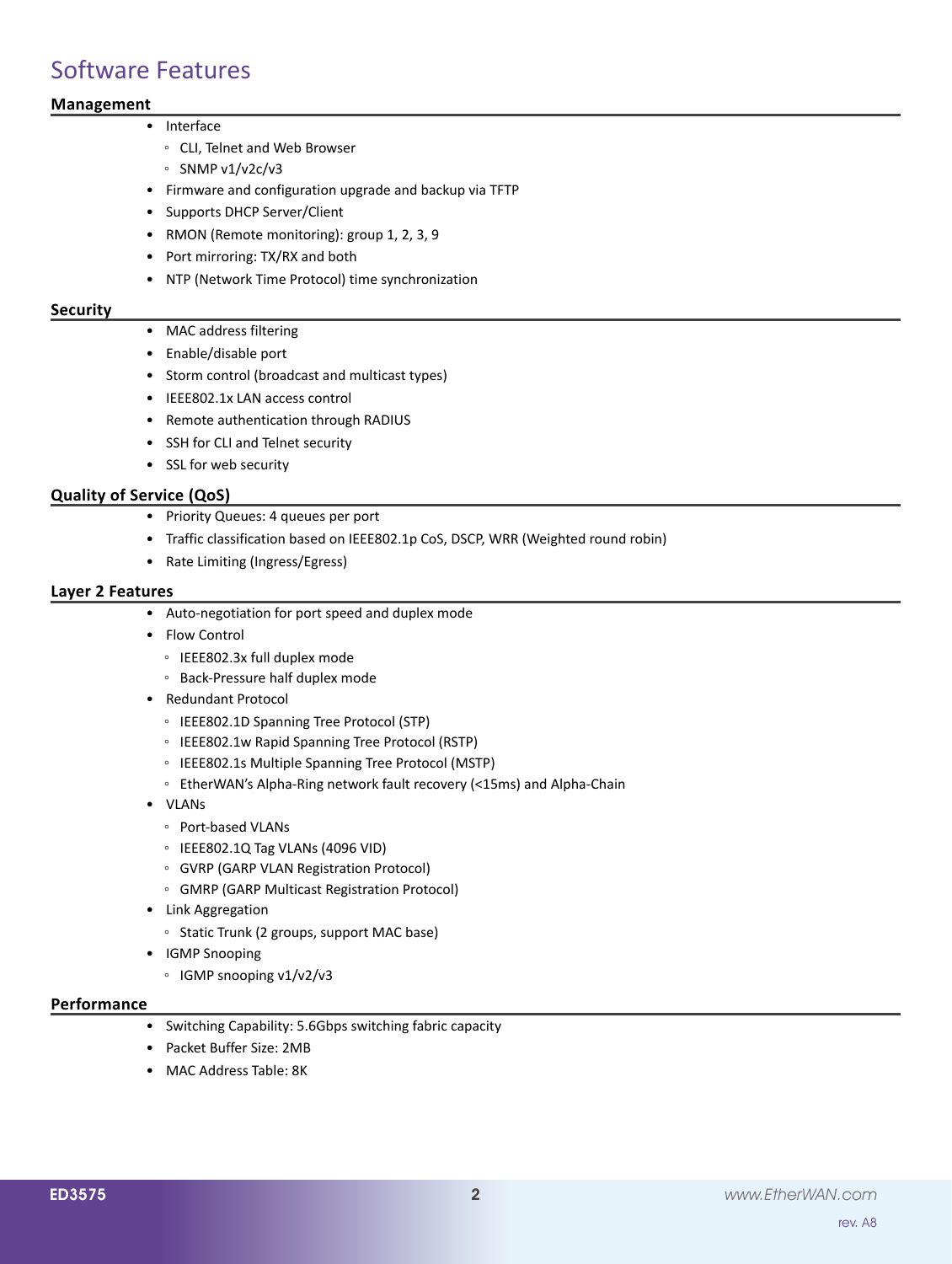# Software Features

### Management

- Interface
  - CLI, Telnet and Web Browser
  - SNMP v1/v2c/v3
- Firmware and configuration upgrade and backup via TFTP
- Supports DHCP Server/Client
- RMON (Remote monitoring): group 1, 2, 3, 9
- Port mirroring: TX/RX and both
- NTP (Network Time Protocol) time synchronization

### Security

- MAC address filtering
- Enable/disable port
- Storm control (broadcast and multicast types)
- IEEE802.1x LAN access control
- Remote authentication through RADIUS
- SSH for CLI and Telnet security
- SSL for web security

### Quality of Service (QoS)

- Priority Queues: 4 queues per port
- Traffic classification based on IEEE802.1p CoS, DSCP, WRR (Weighted round robin)
- Rate Limiting (Ingress/Egress)

### Layer 2 Features

- Auto-negotiation for port speed and duplex mode
- Flow Control
  - IEEE802.3x full duplex mode
  - Back-Pressure half duplex mode
- Redundant Protocol
  - IEEE802.1D Spanning Tree Protocol (STP)
  - IEEE802.1w Rapid Spanning Tree Protocol (RSTP)
  - IEEE802.1s Multiple Spanning Tree Protocol (MSTP)
  - EtherWAN's Alpha-Ring network fault recovery (<15ms) and Alpha-Chain
- VLANs
  - Port-based VLANs
  - IEEE802.1Q Tag VLANs (4096 VID)
  - GVRP (GARP VLAN Registration Protocol)
  - GMRP (GARP Multicast Registration Protocol)
- Link Aggregation
  - Static Trunk (2 groups, support MAC base)
- IGMP Snooping
  - IGMP snooping v1/v2/v3

### Performance

- Switching Capability: 5.6Gbps switching fabric capacity
- Packet Buffer Size: 2MB
- MAC Address Table: 8K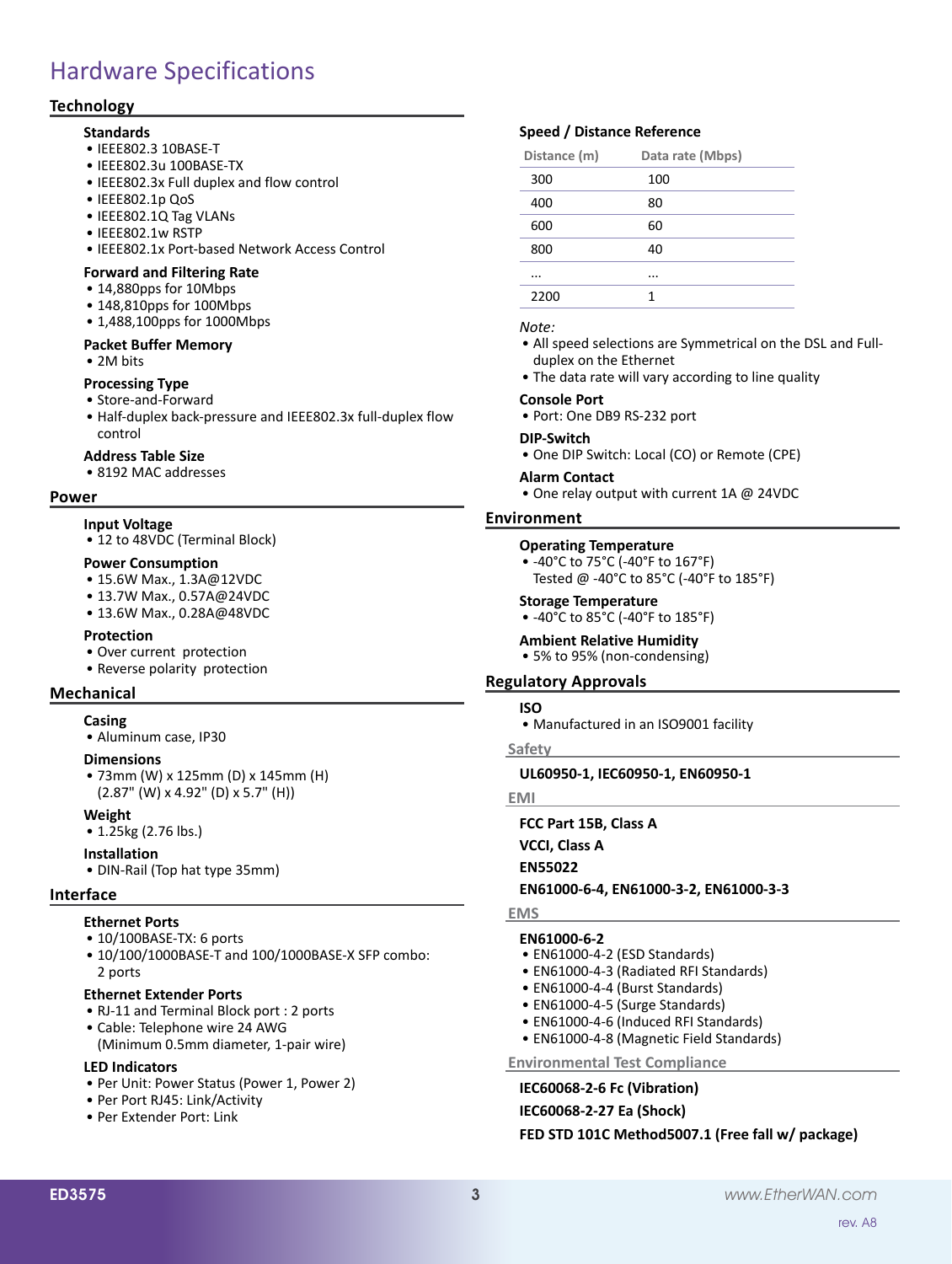# Hardware Specifications

## Technology

### Standards
- IEEE802.3 10BASE-T
- IEEE802.3u 100BASE-TX
- IEEE802.3x Full duplex and flow control
- IEEE802.1p QoS
- IEEE802.1Q Tag VLANs
- IEEE802.1w RSTP
- IEEE802.1x Port-based Network Access Control

### Forward and Filtering Rate
- 14,880pps for 10Mbps
- 148,810pps for 100Mbps
- 1,488,100pps for 1000Mbps

### Packet Buffer Memory
- 2M bits

### Processing Type
- Store-and-Forward
- Half-duplex back-pressure and IEEE802.3x full-duplex flow control

### Address Table Size
- 8192 MAC addresses

## Power

### Input Voltage
- 12 to 48VDC (Terminal Block)

### Power Consumption
- 15.6W Max., 1.3A@12VDC
- 13.7W Max., 0.57A@24VDC
- 13.6W Max., 0.28A@48VDC

### Protection
- Over current protection
- Reverse polarity protection

## Mechanical

### Casing
- Aluminum case, IP30

### Dimensions
- 73mm (W) x 125mm (D) x 145mm (H)
  (2.87" (W) x 4.92" (D) x 5.7" (H))

### Weight
- 1.25kg (2.76 lbs.)

### Installation
- DIN-Rail (Top hat type 35mm)

## Interface

### Ethernet Ports
- 10/100BASE-TX: 6 ports
- 10/100/1000BASE-T and 100/1000BASE-X SFP combo: 2 ports

### Ethernet Extender Ports
- RJ-11 and Terminal Block port : 2 ports
- Cable: Telephone wire 24 AWG
  (Minimum 0.5mm diameter, 1-pair wire)

### LED Indicators
- Per Unit: Power Status (Power 1, Power 2)
- Per Port RJ45: Link/Activity
- Per Extender Port: Link

### Speed / Distance Reference

| Distance (m) | Data rate (Mbps) |
|---|---|
| 300 | 100 |
| 400 | 80 |
| 600 | 60 |
| 800 | 40 |
| ... | ... |
| 2200 | 1 |

*Note:*
- All speed selections are Symmetrical on the DSL and Full-duplex on the Ethernet
- The data rate will vary according to line quality

### Console Port
- Port: One DB9 RS-232 port

### DIP-Switch
- One DIP Switch: Local (CO) or Remote (CPE)

### Alarm Contact
- One relay output with current 1A @ 24VDC

## Environment

### Operating Temperature
- -40°C to 75°C (-40°F to 167°F)
  Tested @ -40°C to 85°C (-40°F to 185°F)

### Storage Temperature
- -40°C to 85°C (-40°F to 185°F)

### Ambient Relative Humidity
- 5% to 95% (non-condensing)

## Regulatory Approvals

### ISO
- Manufactured in an ISO9001 facility

### Safety

**UL60950-1, IEC60950-1, EN60950-1**

### EMI

**FCC Part 15B, Class A**

**VCCI, Class A**

**EN55022**

**EN61000-6-4, EN61000-3-2, EN61000-3-3**

### EMS

**EN61000-6-2**
- EN61000-4-2 (ESD Standards)
- EN61000-4-3 (Radiated RFI Standards)
- EN61000-4-4 (Burst Standards)
- EN61000-4-5 (Surge Standards)
- EN61000-4-6 (Induced RFI Standards)
- EN61000-4-8 (Magnetic Field Standards)

### Environmental Test Compliance

**IEC60068-2-6 Fc (Vibration)**

**IEC60068-2-27 Ea (Shock)**

**FED STD 101C Method5007.1 (Free fall w/ package)**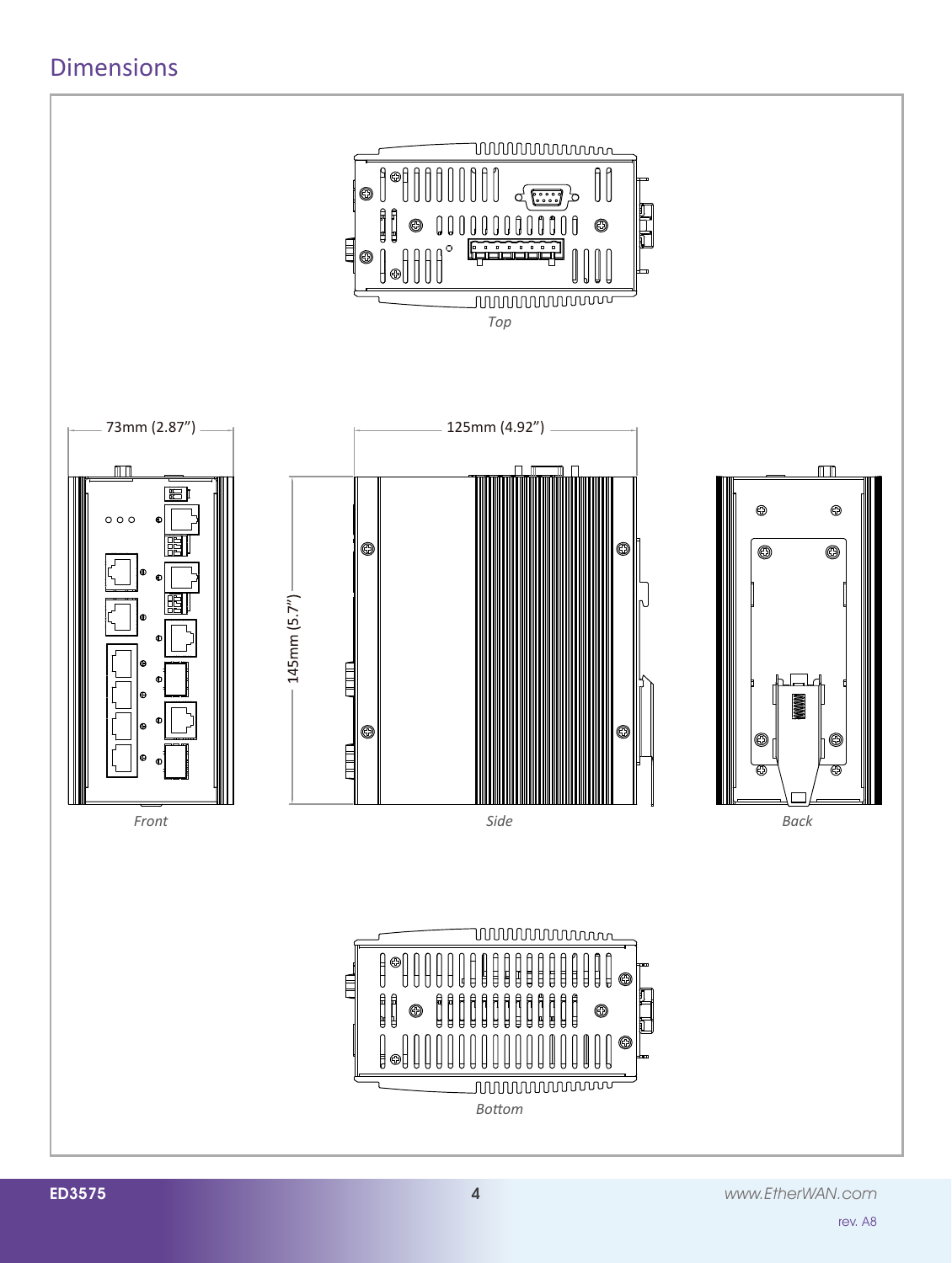# Dimensions

Top

73mm (2.87")

125mm (4.92")

145mm (5.7")

Front

Side

Back

Bottom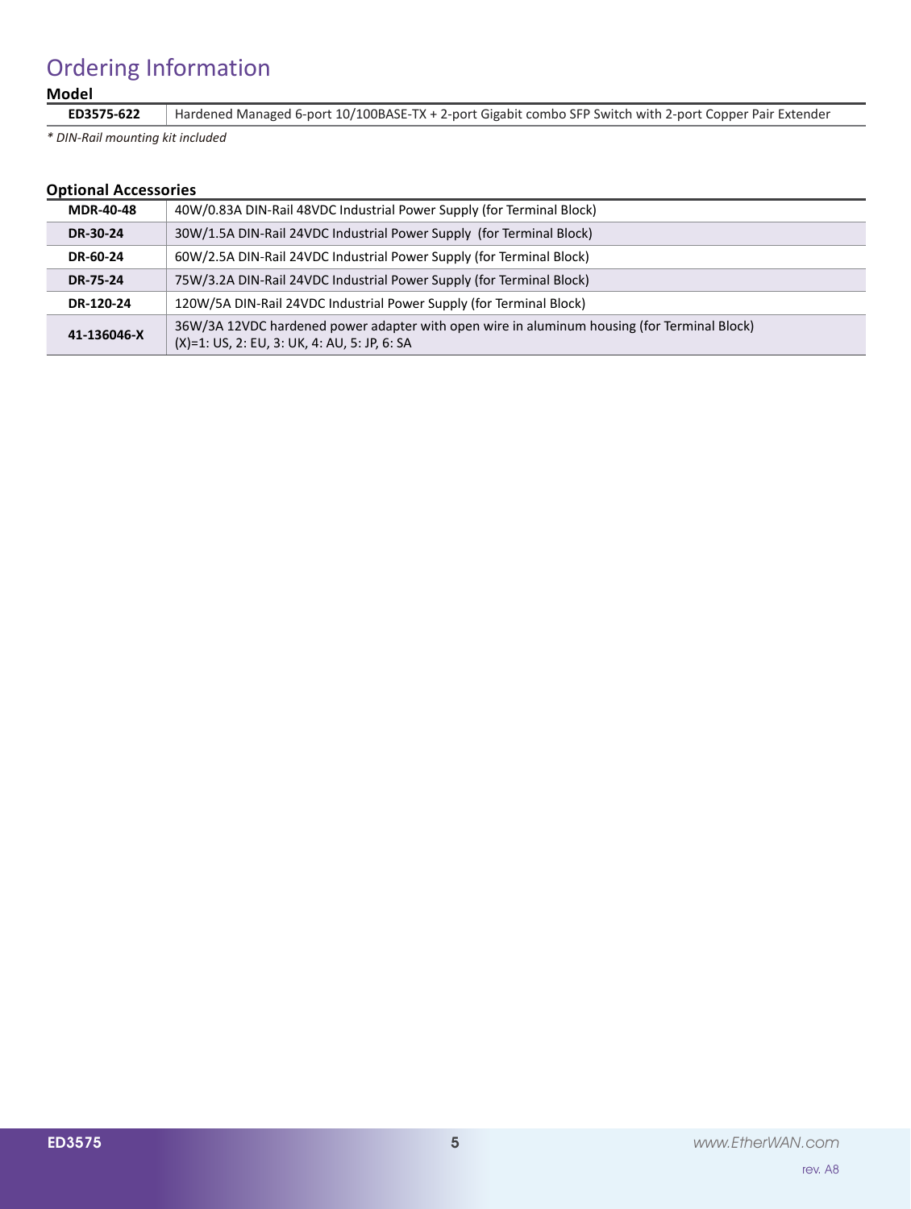# Ordering Information

### Model

| | |
|---|---|
| **ED3575-622** | Hardened Managed 6-port 10/100BASE-TX + 2-port Gigabit combo SFP Switch with 2-port Copper Pair Extender |

*\* DIN-Rail mounting kit included*

### Optional Accessories

| | |
|---|---|
| **MDR-40-48** | 40W/0.83A DIN-Rail 48VDC Industrial Power Supply (for Terminal Block) |
| **DR-30-24** | 30W/1.5A DIN-Rail 24VDC Industrial Power Supply (for Terminal Block) |
| **DR-60-24** | 60W/2.5A DIN-Rail 24VDC Industrial Power Supply (for Terminal Block) |
| **DR-75-24** | 75W/3.2A DIN-Rail 24VDC Industrial Power Supply (for Terminal Block) |
| **DR-120-24** | 120W/5A DIN-Rail 24VDC Industrial Power Supply (for Terminal Block) |
| **41-136046-X** | 36W/3A 12VDC hardened power adapter with open wire in aluminum housing (for Terminal Block) (X)=1: US, 2: EU, 3: UK, 4: AU, 5: JP, 6: SA |